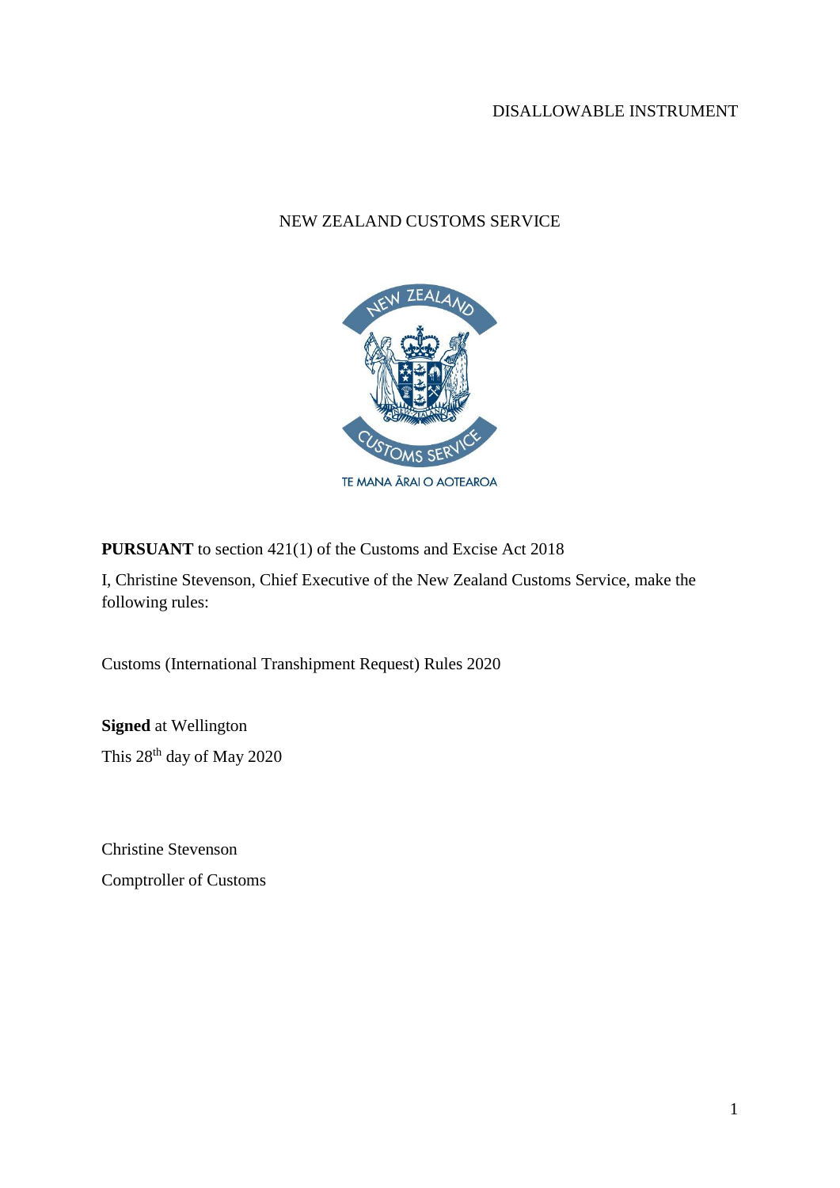DISALLOWABLE INSTRUMENT

NEW ZEALAND CUSTOMS SERVICE

**PURSUANT** to section 421(1) of the Customs and Excise Act 2018

I, Christine Stevenson, Chief Executive of the New Zealand Customs Service, make the following rules:

Customs (International Transhipment Request) Rules 2020

**Signed** at Wellington

This 28th day of May 2020

Christine Stevenson

Comptroller of Customs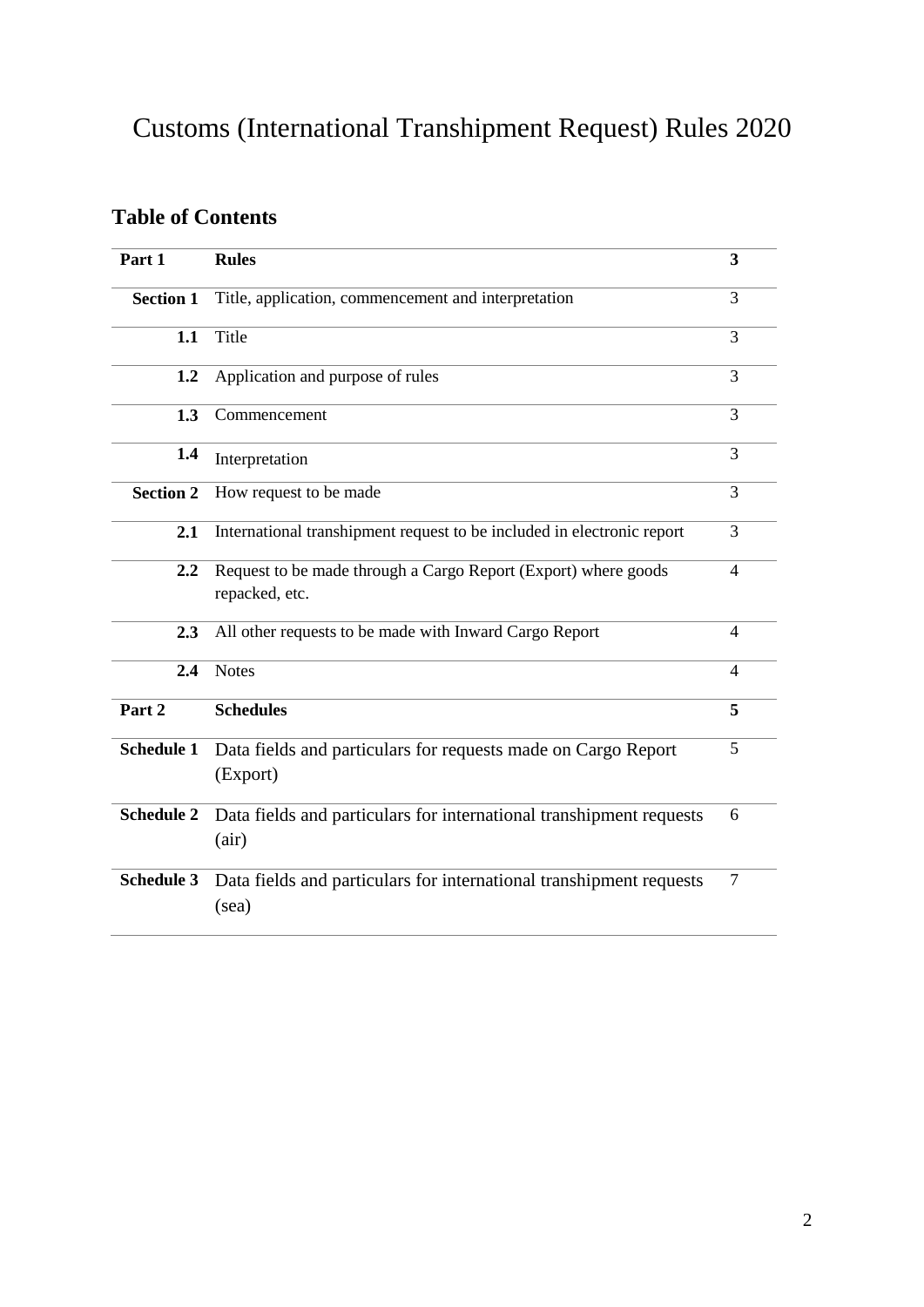# Customs (International Transhipment Request) Rules 2020

## Table of Contents

| | | |
|---|---|---|
| **Part 1** | **Rules** | **3** |
| **Section 1** | Title, application, commencement and interpretation | 3 |
| **1.1** | Title | 3 |
| **1.2** | Application and purpose of rules | 3 |
| **1.3** | Commencement | 3 |
| **1.4** | Interpretation | 3 |
| **Section 2** | How request to be made | 3 |
| **2.1** | International transhipment request to be included in electronic report | 3 |
| **2.2** | Request to be made through a Cargo Report (Export) where goods repacked, etc. | 4 |
| **2.3** | All other requests to be made with Inward Cargo Report | 4 |
| **2.4** | Notes | 4 |
| **Part 2** | **Schedules** | **5** |
| **Schedule 1** | Data fields and particulars for requests made on Cargo Report (Export) | 5 |
| **Schedule 2** | Data fields and particulars for international transhipment requests (air) | 6 |
| **Schedule 3** | Data fields and particulars for international transhipment requests (sea) | 7 |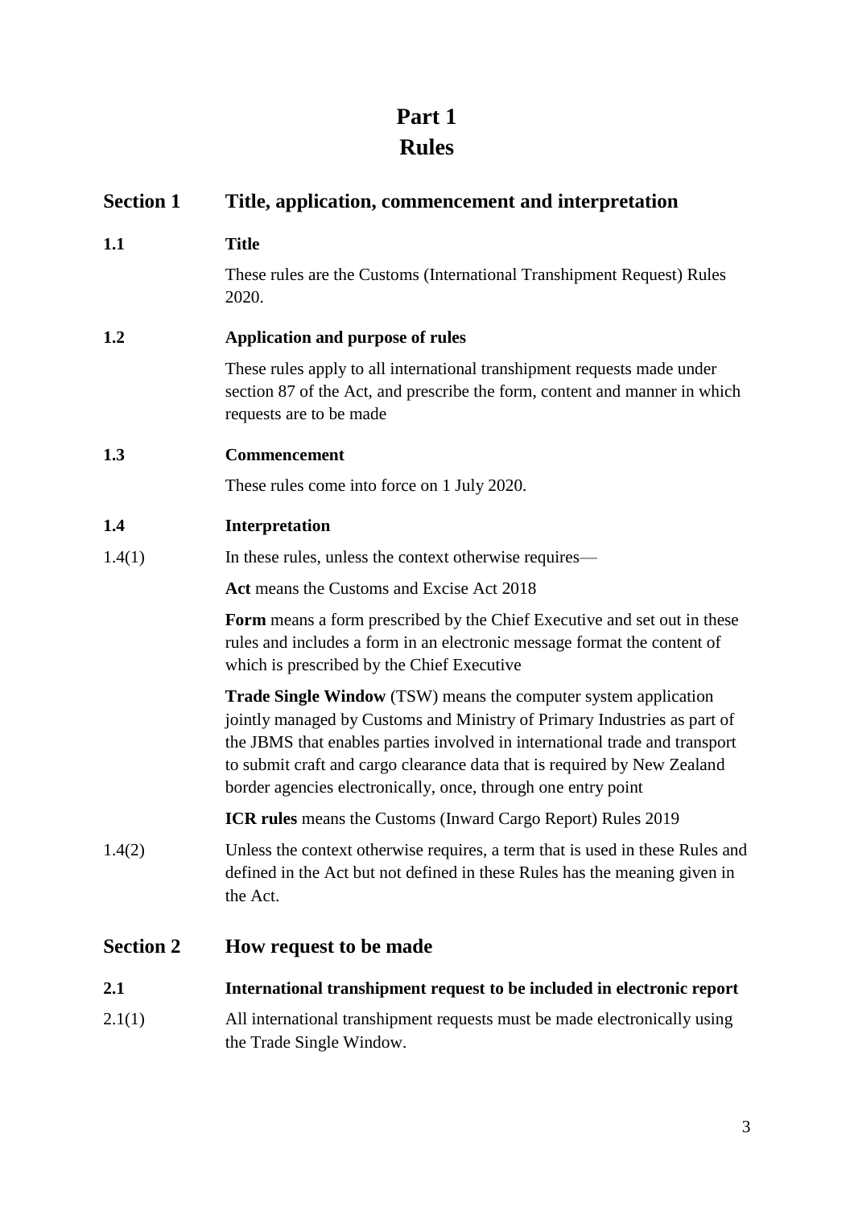# Part 1
# Rules

## Section 1 Title, application, commencement and interpretation

### 1.1 Title

These rules are the Customs (International Transhipment Request) Rules 2020.

### 1.2 Application and purpose of rules

These rules apply to all international transhipment requests made under section 87 of the Act, and prescribe the form, content and manner in which requests are to be made

### 1.3 Commencement

These rules come into force on 1 July 2020.

### 1.4 Interpretation

1.4(1) In these rules, unless the context otherwise requires—

**Act** means the Customs and Excise Act 2018

**Form** means a form prescribed by the Chief Executive and set out in these rules and includes a form in an electronic message format the content of which is prescribed by the Chief Executive

**Trade Single Window** (TSW) means the computer system application jointly managed by Customs and Ministry of Primary Industries as part of the JBMS that enables parties involved in international trade and transport to submit craft and cargo clearance data that is required by New Zealand border agencies electronically, once, through one entry point

**ICR rules** means the Customs (Inward Cargo Report) Rules 2019

1.4(2) Unless the context otherwise requires, a term that is used in these Rules and defined in the Act but not defined in these Rules has the meaning given in the Act.

## Section 2 How request to be made

### 2.1 International transhipment request to be included in electronic report

2.1(1) All international transhipment requests must be made electronically using the Trade Single Window.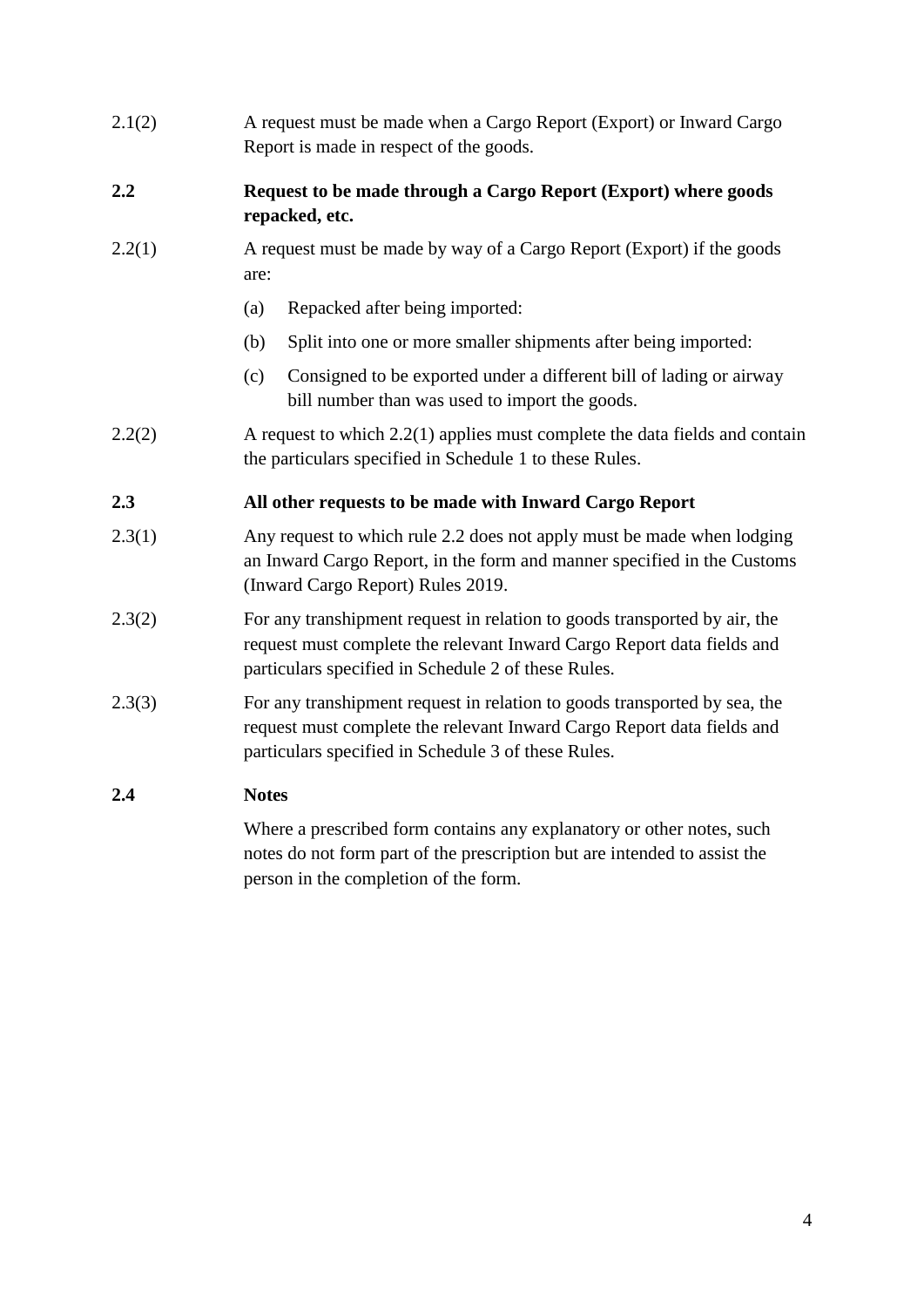2.1(2) A request must be made when a Cargo Report (Export) or Inward Cargo Report is made in respect of the goods.

### 2.2 Request to be made through a Cargo Report (Export) where goods repacked, etc.

2.2(1) A request must be made by way of a Cargo Report (Export) if the goods are:

(a) Repacked after being imported:

(b) Split into one or more smaller shipments after being imported:

(c) Consigned to be exported under a different bill of lading or airway bill number than was used to import the goods.

2.2(2) A request to which 2.2(1) applies must complete the data fields and contain the particulars specified in Schedule 1 to these Rules.

### 2.3 All other requests to be made with Inward Cargo Report

2.3(1) Any request to which rule 2.2 does not apply must be made when lodging an Inward Cargo Report, in the form and manner specified in the Customs (Inward Cargo Report) Rules 2019.

2.3(2) For any transhipment request in relation to goods transported by air, the request must complete the relevant Inward Cargo Report data fields and particulars specified in Schedule 2 of these Rules.

2.3(3) For any transhipment request in relation to goods transported by sea, the request must complete the relevant Inward Cargo Report data fields and particulars specified in Schedule 3 of these Rules.

### 2.4 Notes

Where a prescribed form contains any explanatory or other notes, such notes do not form part of the prescription but are intended to assist the person in the completion of the form.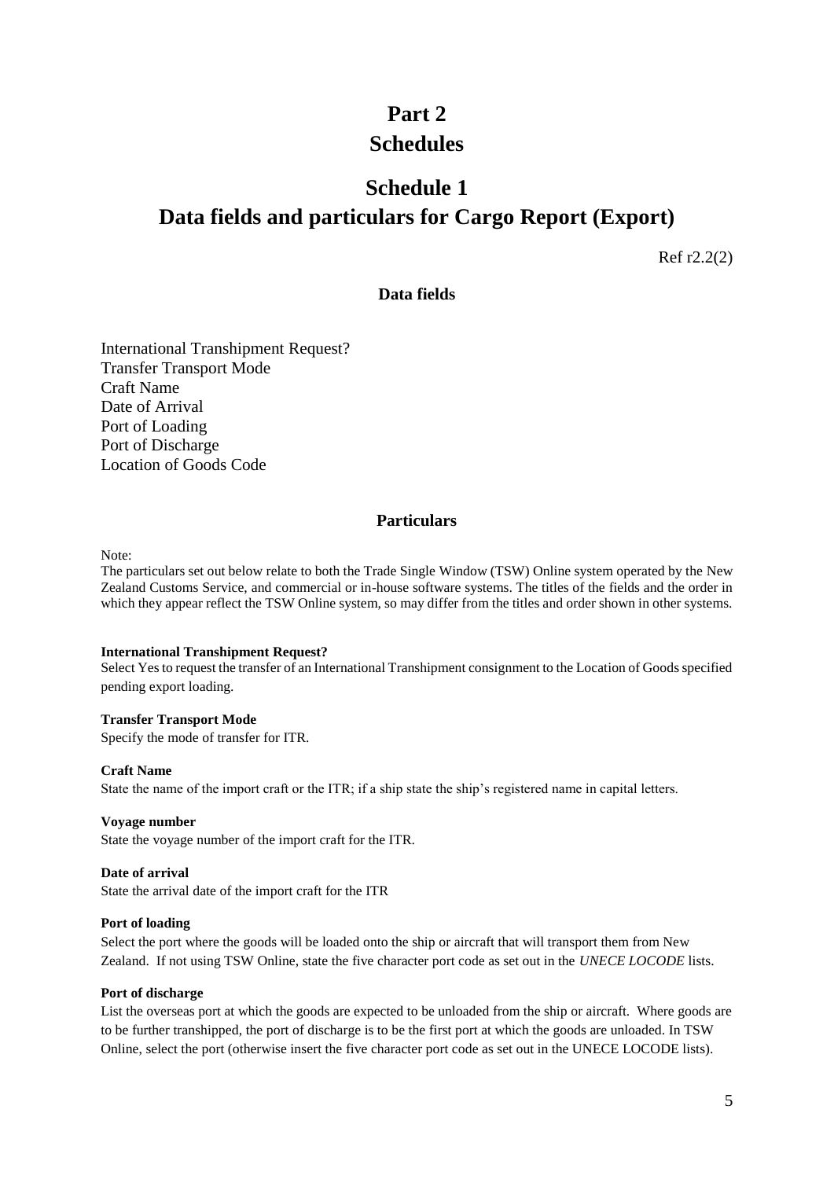# Part 2
# Schedules

## Schedule 1
## Data fields and particulars for Cargo Report (Export)

Ref r2.2(2)

### Data fields

International Transhipment Request?
Transfer Transport Mode
Craft Name
Date of Arrival
Port of Loading
Port of Discharge
Location of Goods Code

### Particulars

Note:
The particulars set out below relate to both the Trade Single Window (TSW) Online system operated by the New Zealand Customs Service, and commercial or in-house software systems. The titles of the fields and the order in which they appear reflect the TSW Online system, so may differ from the titles and order shown in other systems.

**International Transhipment Request?**
Select Yes to request the transfer of an International Transhipment consignment to the Location of Goods specified pending export loading.

**Transfer Transport Mode**
Specify the mode of transfer for ITR.

**Craft Name**
State the name of the import craft or the ITR; if a ship state the ship's registered name in capital letters.

**Voyage number**
State the voyage number of the import craft for the ITR.

**Date of arrival**
State the arrival date of the import craft for the ITR

**Port of loading**
Select the port where the goods will be loaded onto the ship or aircraft that will transport them from New Zealand. If not using TSW Online, state the five character port code as set out in the *UNECE LOCODE* lists.

**Port of discharge**
List the overseas port at which the goods are expected to be unloaded from the ship or aircraft. Where goods are to be further transhipped, the port of discharge is to be the first port at which the goods are unloaded. In TSW Online, select the port (otherwise insert the five character port code as set out in the UNECE LOCODE lists).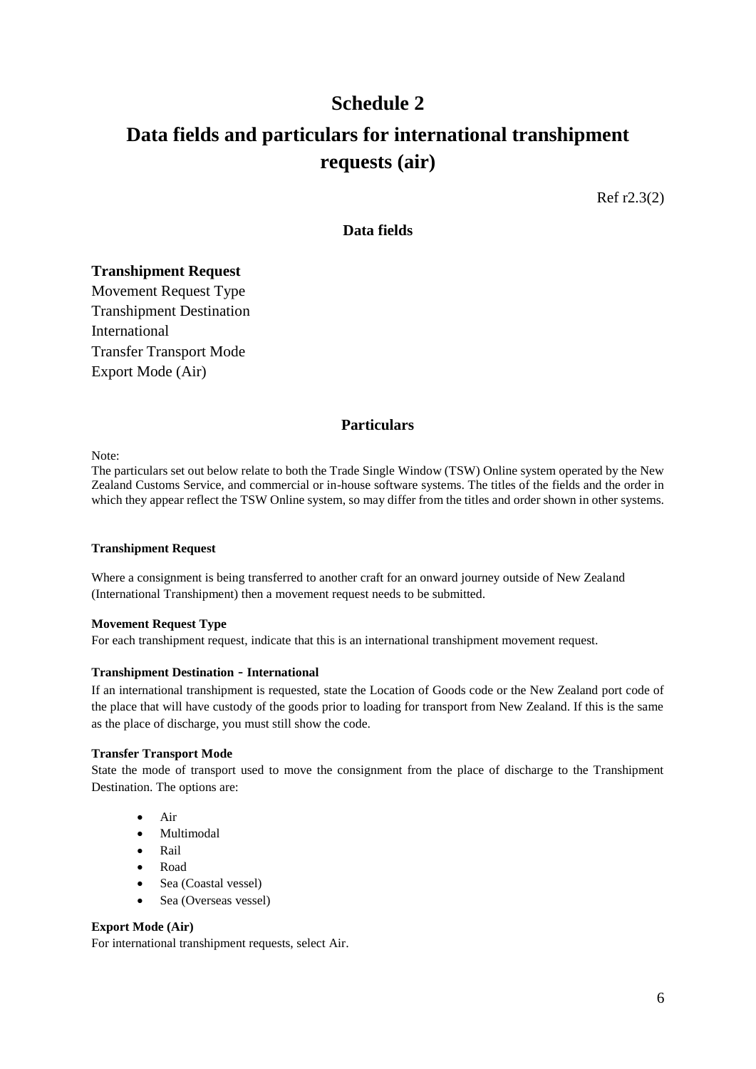# Schedule 2

# Data fields and particulars for international transhipment requests (air)

Ref r2.3(2)

## Data fields

**Transhipment Request**

Movement Request Type

Transhipment Destination

International

Transfer Transport Mode

Export Mode (Air)

## Particulars

Note:

The particulars set out below relate to both the Trade Single Window (TSW) Online system operated by the New Zealand Customs Service, and commercial or in-house software systems. The titles of the fields and the order in which they appear reflect the TSW Online system, so may differ from the titles and order shown in other systems.

**Transhipment Request**

Where a consignment is being transferred to another craft for an onward journey outside of New Zealand (International Transhipment) then a movement request needs to be submitted.

**Movement Request Type**

For each transhipment request, indicate that this is an international transhipment movement request.

**Transhipment Destination - International**

If an international transhipment is requested, state the Location of Goods code or the New Zealand port code of the place that will have custody of the goods prior to loading for transport from New Zealand. If this is the same as the place of discharge, you must still show the code.

**Transfer Transport Mode**

State the mode of transport used to move the consignment from the place of discharge to the Transhipment Destination. The options are:

- Air
- Multimodal
- Rail
- Road
- Sea (Coastal vessel)
- Sea (Overseas vessel)

**Export Mode (Air)**

For international transhipment requests, select Air.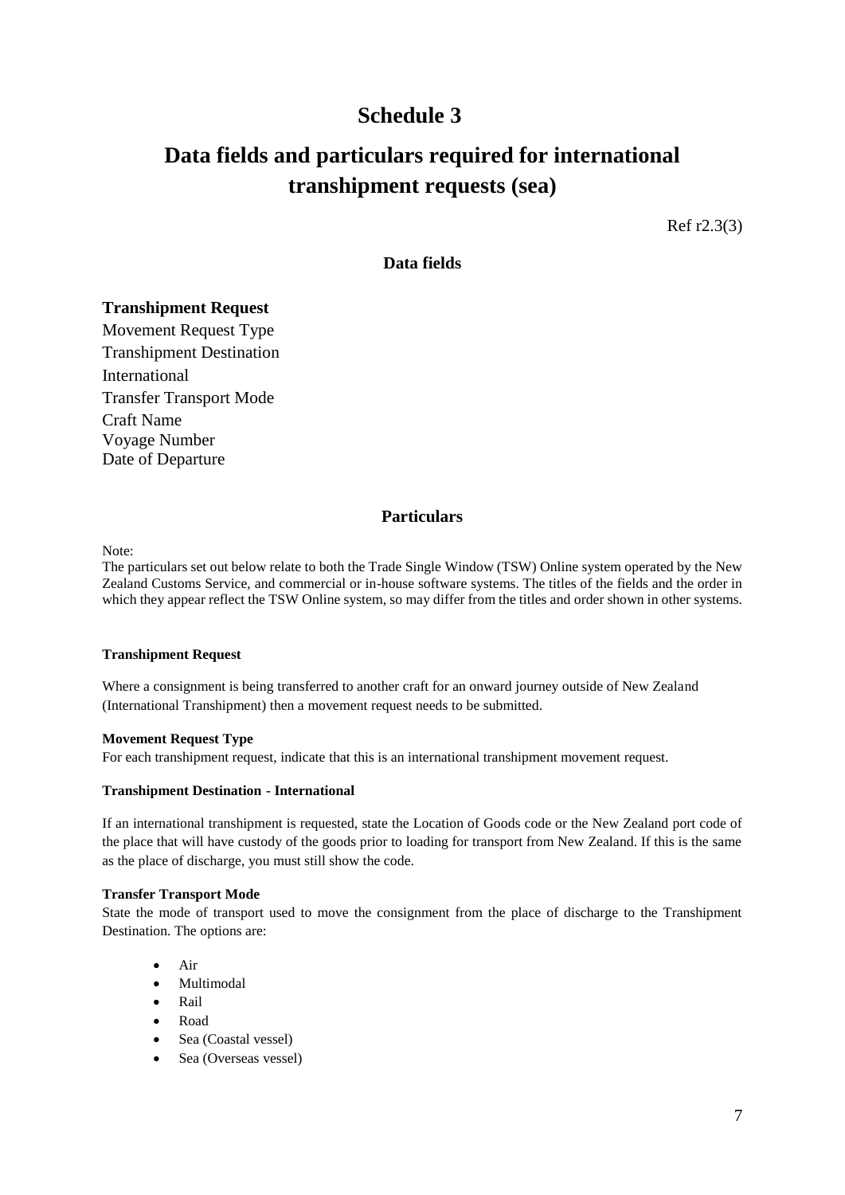# Schedule 3

# Data fields and particulars required for international transhipment requests (sea)

Ref r2.3(3)

## Data fields

**Transhipment Request**

Movement Request Type
Transhipment Destination
International
Transfer Transport Mode
Craft Name
Voyage Number
Date of Departure

## Particulars

Note:
The particulars set out below relate to both the Trade Single Window (TSW) Online system operated by the New Zealand Customs Service, and commercial or in-house software systems. The titles of the fields and the order in which they appear reflect the TSW Online system, so may differ from the titles and order shown in other systems.

**Transhipment Request**

Where a consignment is being transferred to another craft for an onward journey outside of New Zealand (International Transhipment) then a movement request needs to be submitted.

**Movement Request Type**

For each transhipment request, indicate that this is an international transhipment movement request.

**Transhipment Destination - International**

If an international transhipment is requested, state the Location of Goods code or the New Zealand port code of the place that will have custody of the goods prior to loading for transport from New Zealand. If this is the same as the place of discharge, you must still show the code.

**Transfer Transport Mode**

State the mode of transport used to move the consignment from the place of discharge to the Transhipment Destination. The options are:

- Air
- Multimodal
- Rail
- Road
- Sea (Coastal vessel)
- Sea (Overseas vessel)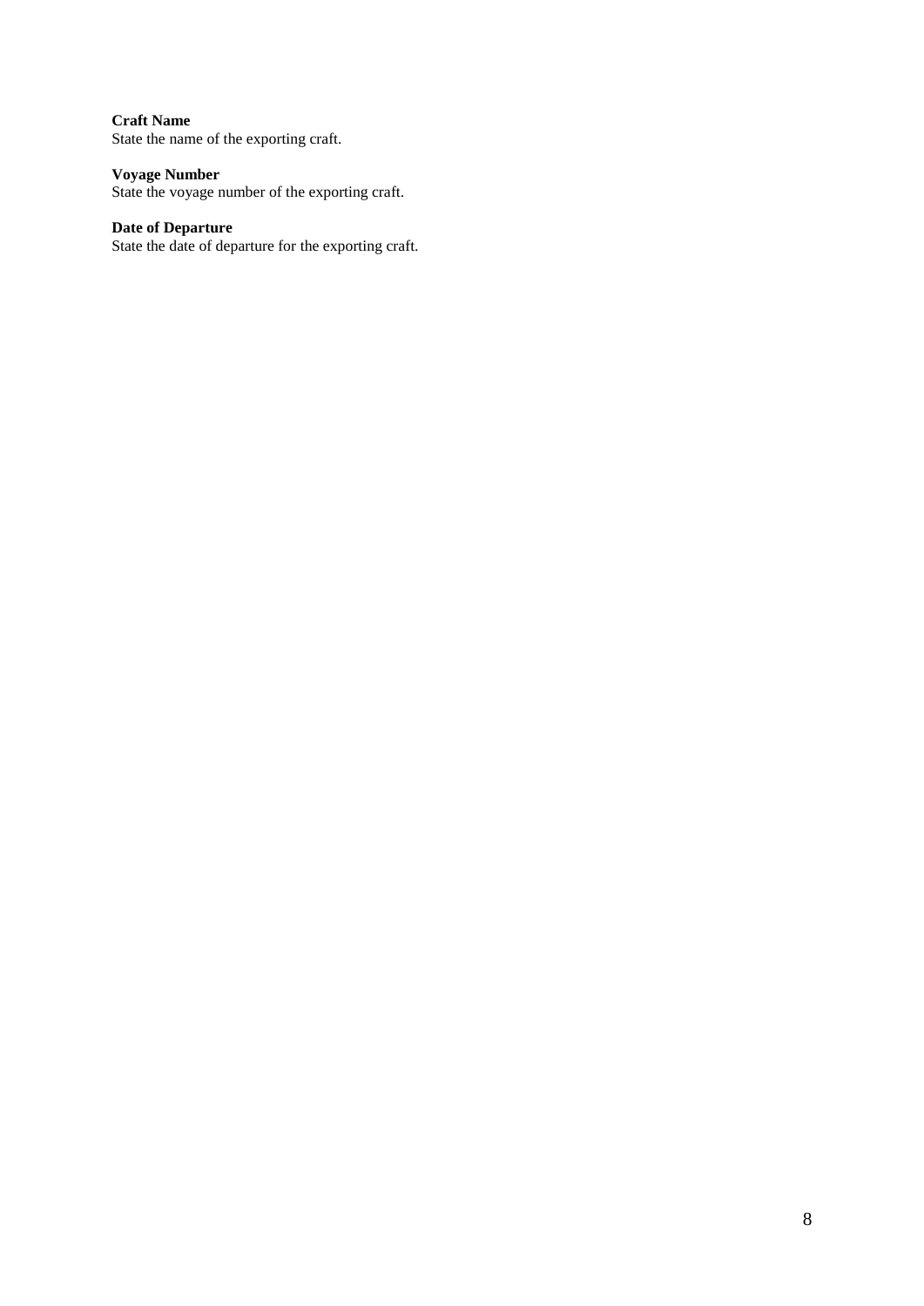**Craft Name**
State the name of the exporting craft.

**Voyage Number**
State the voyage number of the exporting craft.

**Date of Departure**
State the date of departure for the exporting craft.